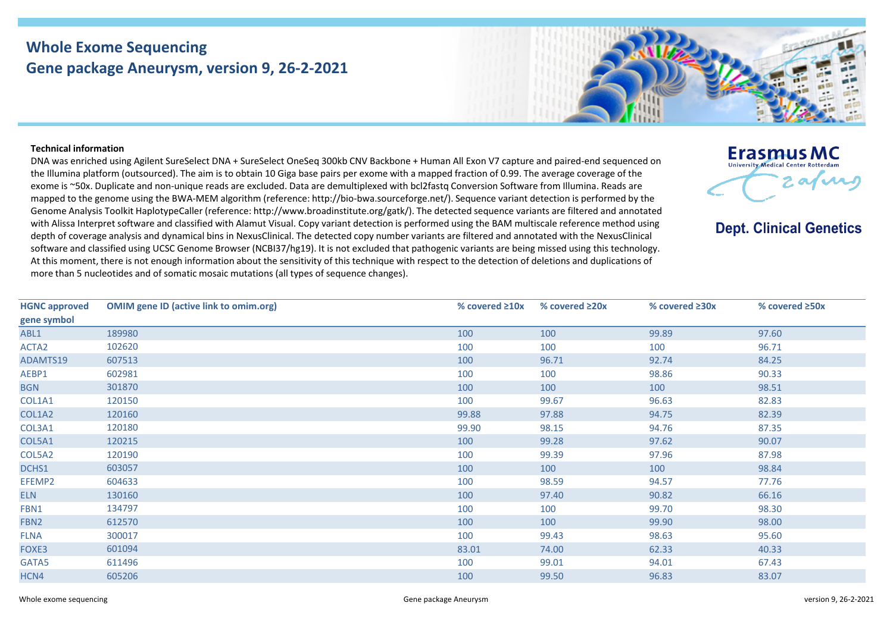# Whole Exome Sequencing
## Gene package Aneurysm, version 9, 26-2-2021

Erasmus MC
University Medical Center Rotterdam

**Dept. Clinical Genetics**

**Technical information**

DNA was enriched using Agilent SureSelect DNA + SureSelect OneSeq 300kb CNV Backbone + Human All Exon V7 capture and paired-end sequenced on the Illumina platform (outsourced). The aim is to obtain 10 Giga base pairs per exome with a mapped fraction of 0.99. The average coverage of the exome is ~50x. Duplicate and non-unique reads are excluded. Data are demultiplexed with bcl2fastq Conversion Software from Illumina. Reads are mapped to the genome using the BWA-MEM algorithm (reference: http://bio-bwa.sourceforge.net/). Sequence variant detection is performed by the Genome Analysis Toolkit HaplotypeCaller (reference: http://www.broadinstitute.org/gatk/). The detected sequence variants are filtered and annotated with Alissa Interpret software and classified with Alamut Visual. Copy variant detection is performed using the BAM multiscale reference method using depth of coverage analysis and dynamical bins in NexusClinical. The detected copy number variants are filtered and annotated with the NexusClinical software and classified using UCSC Genome Browser (NCBI37/hg19). It is not excluded that pathogenic variants are being missed using this technology. At this moment, there is not enough information about the sensitivity of this technique with respect to the detection of deletions and duplications of more than 5 nucleotides and of somatic mosaic mutations (all types of sequence changes).

| HGNC approved gene symbol | OMIM gene ID (active link to omim.org) | % covered ≥10x | % covered ≥20x | % covered ≥30x | % covered ≥50x |
|---|---|---|---|---|---|
| ABL1 | 189980 | 100 | 100 | 99.89 | 97.60 |
| ACTA2 | 102620 | 100 | 100 | 100 | 96.71 |
| ADAMTS19 | 607513 | 100 | 96.71 | 92.74 | 84.25 |
| AEBP1 | 602981 | 100 | 100 | 98.86 | 90.33 |
| BGN | 301870 | 100 | 100 | 100 | 98.51 |
| COL1A1 | 120150 | 100 | 99.67 | 96.63 | 82.83 |
| COL1A2 | 120160 | 99.88 | 97.88 | 94.75 | 82.39 |
| COL3A1 | 120180 | 99.90 | 98.15 | 94.76 | 87.35 |
| COL5A1 | 120215 | 100 | 99.28 | 97.62 | 90.07 |
| COL5A2 | 120190 | 100 | 99.39 | 97.96 | 87.98 |
| DCHS1 | 603057 | 100 | 100 | 100 | 98.84 |
| EFEMP2 | 604633 | 100 | 98.59 | 94.57 | 77.76 |
| ELN | 130160 | 100 | 97.40 | 90.82 | 66.16 |
| FBN1 | 134797 | 100 | 100 | 99.70 | 98.30 |
| FBN2 | 612570 | 100 | 100 | 99.90 | 98.00 |
| FLNA | 300017 | 100 | 99.43 | 98.63 | 95.60 |
| FOXE3 | 601094 | 83.01 | 74.00 | 62.33 | 40.33 |
| GATA5 | 611496 | 100 | 99.01 | 94.01 | 67.43 |
| HCN4 | 605206 | 100 | 99.50 | 96.83 | 83.07 |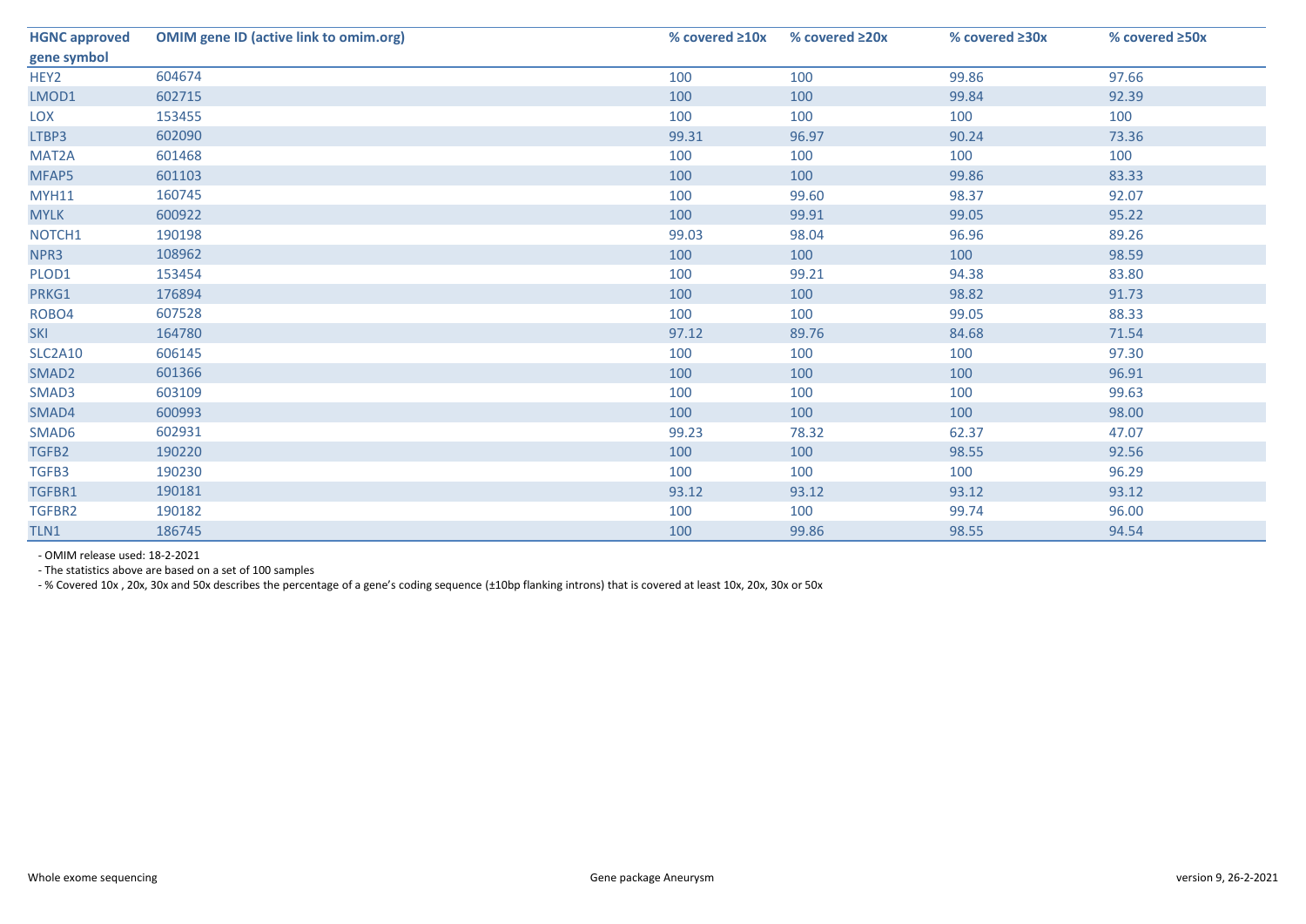| HGNC approved gene symbol | OMIM gene ID (active link to omim.org) | % covered ≥10x | % covered ≥20x | % covered ≥30x | % covered ≥50x |
| --- | --- | --- | --- | --- | --- |
| HEY2 | 604674 | 100 | 100 | 99.86 | 97.66 |
| LMOD1 | 602715 | 100 | 100 | 99.84 | 92.39 |
| LOX | 153455 | 100 | 100 | 100 | 100 |
| LTBP3 | 602090 | 99.31 | 96.97 | 90.24 | 73.36 |
| MAT2A | 601468 | 100 | 100 | 100 | 100 |
| MFAP5 | 601103 | 100 | 100 | 99.86 | 83.33 |
| MYH11 | 160745 | 100 | 99.60 | 98.37 | 92.07 |
| MYLK | 600922 | 100 | 99.91 | 99.05 | 95.22 |
| NOTCH1 | 190198 | 99.03 | 98.04 | 96.96 | 89.26 |
| NPR3 | 108962 | 100 | 100 | 100 | 98.59 |
| PLOD1 | 153454 | 100 | 99.21 | 94.38 | 83.80 |
| PRKG1 | 176894 | 100 | 100 | 98.82 | 91.73 |
| ROBO4 | 607528 | 100 | 100 | 99.05 | 88.33 |
| SKI | 164780 | 97.12 | 89.76 | 84.68 | 71.54 |
| SLC2A10 | 606145 | 100 | 100 | 100 | 97.30 |
| SMAD2 | 601366 | 100 | 100 | 100 | 96.91 |
| SMAD3 | 603109 | 100 | 100 | 100 | 99.63 |
| SMAD4 | 600993 | 100 | 100 | 100 | 98.00 |
| SMAD6 | 602931 | 99.23 | 78.32 | 62.37 | 47.07 |
| TGFB2 | 190220 | 100 | 100 | 98.55 | 92.56 |
| TGFB3 | 190230 | 100 | 100 | 100 | 96.29 |
| TGFBR1 | 190181 | 93.12 | 93.12 | 93.12 | 93.12 |
| TGFBR2 | 190182 | 100 | 100 | 99.74 | 96.00 |
| TLN1 | 186745 | 100 | 99.86 | 98.55 | 94.54 |

- OMIM release used: 18-2-2021
- The statistics above are based on a set of 100 samples
- % Covered 10x , 20x, 30x and 50x describes the percentage of a gene's coding sequence (±10bp flanking introns) that is covered at least 10x, 20x, 30x or 50x